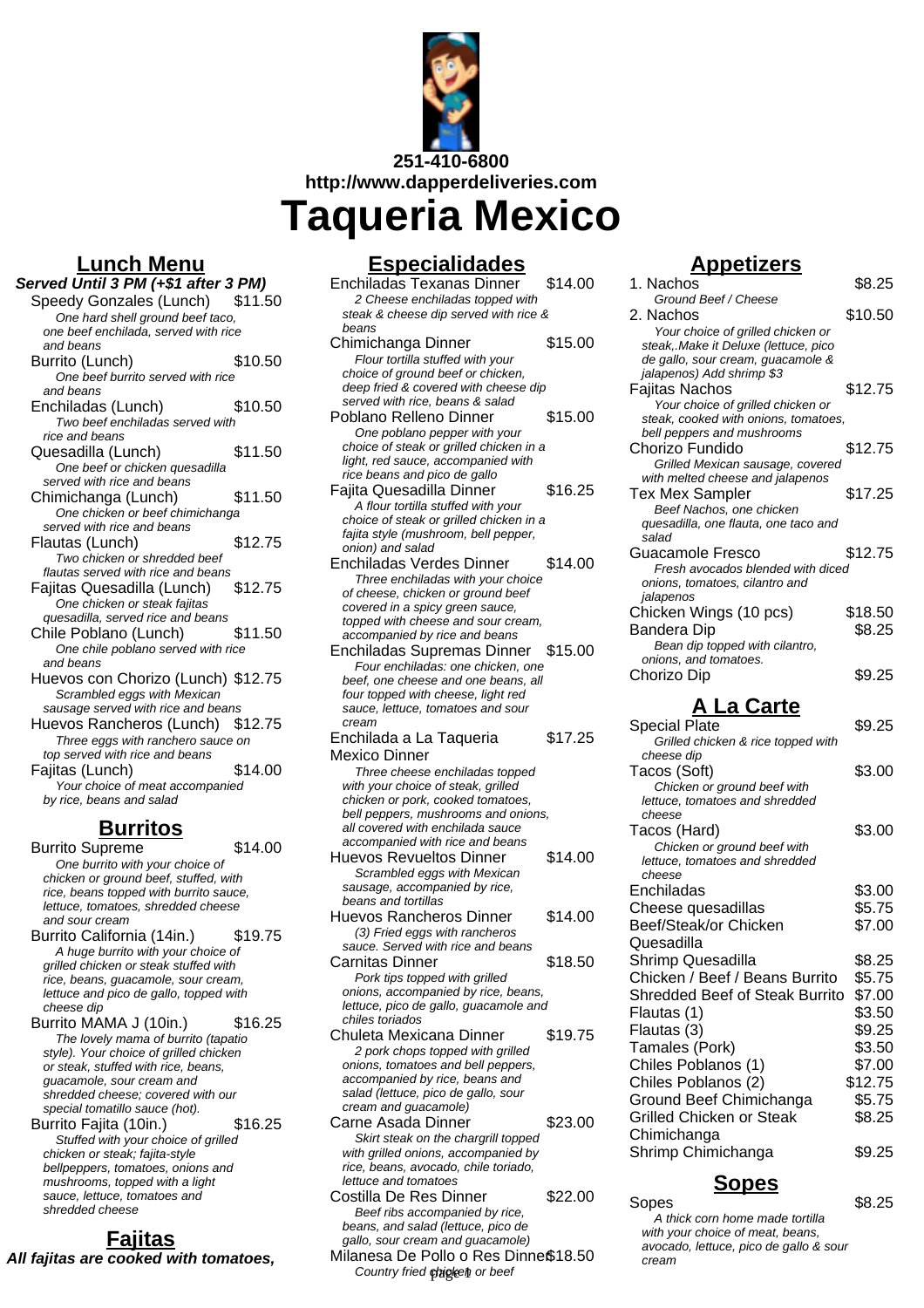251-410-6800

http://www.dapperdeliveries.com

# Taqueria Mexico

## Lunch Menu

***Served Until 3 PM (+$1 after 3 PM)***

Speedy Gonzales (Lunch) $11.50
*One hard shell ground beef taco, one beef enchilada, served with rice and beans*

Burrito (Lunch) $10.50
*One beef burrito served with rice and beans*

Enchiladas (Lunch) $10.50
*Two beef enchiladas served with rice and beans*

Quesadilla (Lunch) $11.50
*One beef or chicken quesadilla served with rice and beans*

Chimichanga (Lunch) $11.50
*One chicken or beef chimichanga served with rice and beans*

Flautas (Lunch) $12.75
*Two chicken or shredded beef flautas served with rice and beans*

Fajitas Quesadilla (Lunch) $12.75
*One chicken or steak fajitas quesadilla, served rice and beans*

Chile Poblano (Lunch) $11.50
*One chile poblano served with rice and beans*

Huevos con Chorizo (Lunch) $12.75
*Scrambled eggs with Mexican sausage served with rice and beans*

Huevos Rancheros (Lunch) $12.75
*Three eggs with ranchero sauce on top served with rice and beans*

Fajitas (Lunch) $14.00
*Your choice of meat accompanied by rice, beans and salad*

## Burritos

Burrito Supreme $14.00
*One burrito with your choice of chicken or ground beef, stuffed, with rice, beans topped with burrito sauce, lettuce, tomatoes, shredded cheese and sour cream*

Burrito California (14in.) $19.75
*A huge burrito with your choice of grilled chicken or steak stuffed with rice, beans, guacamole, sour cream, lettuce and pico de gallo, topped with cheese dip*

Burrito MAMA J (10in.) $16.25
*The lovely mama of burrito (tapatio style). Your choice of grilled chicken or steak, stuffed with rice, beans, guacamole, sour cream and shredded cheese; covered with our special tomatillo sauce (hot).*

Burrito Fajita (10in.) $16.25
*Stuffed with your choice of grilled chicken or steak; fajita-style bellpeppers, tomatoes, onions and mushrooms, topped with a light sauce, lettuce, tomatoes and shredded cheese*

## Fajitas

***All fajitas are cooked with tomatoes,***

## Especialidades

Enchiladas Texanas Dinner $14.00
*2 Cheese enchiladas topped with steak & cheese dip served with rice & beans*

Chimichanga Dinner $15.00
*Flour tortilla stuffed with your choice of ground beef or chicken, deep fried & covered with cheese dip served with rice, beans & salad*

Poblano Relleno Dinner $15.00
*One poblano pepper with your choice of steak or grilled chicken in a light, red sauce, accompanied with rice beans and pico de gallo*

Fajita Quesadilla Dinner $16.25
*A flour tortilla stuffed with your choice of steak or grilled chicken in a fajita style (mushroom, bell pepper, onion) and salad*

Enchiladas Verdes Dinner $14.00
*Three enchiladas with your choice of cheese, chicken or ground beef covered in a spicy green sauce, topped with cheese and sour cream, accompanied by rice and beans*

Enchiladas Supremas Dinner $15.00
*Four enchiladas: one chicken, one beef, one cheese and one beans, all four topped with cheese, light red sauce, lettuce, tomatoes and sour cream*

Enchilada a La Taqueria Mexico Dinner $17.25
*Three cheese enchiladas topped with your choice of steak, grilled chicken or pork, cooked tomatoes, bell peppers, mushrooms and onions, all covered with enchilada sauce accompanied with rice and beans*

Huevos Revueltos Dinner $14.00
*Scrambled eggs with Mexican sausage, accompanied by rice, beans and tortillas*

Huevos Rancheros Dinner $14.00
*(3) Fried eggs with rancheros sauce. Served with rice and beans*

Carnitas Dinner $18.50
*Pork tips topped with grilled onions, accompanied by rice, beans, lettuce, pico de gallo, guacamole and chiles toriados*

Chuleta Mexicana Dinner $19.75
*2 pork chops topped with grilled onions, tomatoes and bell peppers, accompanied by rice, beans and salad (lettuce, pico de gallo, sour cream and guacamole)*

Carne Asada Dinner $23.00
*Skirt steak on the chargrill topped with grilled onions, accompanied by rice, beans, avocado, chile toriado, lettuce and tomatoes*

Costilla De Res Dinner $22.00
*Beef ribs accompanied by rice, beans, and salad (lettuce, pico de gallo, sour cream and guacamole)*

Milanesa De Pollo o Res Dinner $18.50
*Country fried chicken or beef*

## Appetizers

1. Nachos $8.25
*Ground Beef / Cheese*

2. Nachos $10.50
*Your choice of grilled chicken or steak,.Make it Deluxe (lettuce, pico de gallo, sour cream, guacamole & jalapenos) Add shrimp $3*

Fajitas Nachos $12.75
*Your choice of grilled chicken or steak, cooked with onions, tomatoes, bell peppers and mushrooms*

Chorizo Fundido $12.75
*Grilled Mexican sausage, covered with melted cheese and jalapenos*

Tex Mex Sampler $17.25
*Beef Nachos, one chicken quesadilla, one flauta, one taco and salad*

Guacamole Fresco $12.75
*Fresh avocados blended with diced onions, tomatoes, cilantro and jalapenos*

Chicken Wings (10 pcs) $18.50

Bandera Dip $8.25
*Bean dip topped with cilantro, onions, and tomatoes.*

Chorizo Dip $9.25

## A La Carte

Special Plate $9.25
*Grilled chicken & rice topped with cheese dip*

Tacos (Soft) $3.00
*Chicken or ground beef with lettuce, tomatoes and shredded cheese*

Tacos (Hard) $3.00
*Chicken or ground beef with lettuce, tomatoes and shredded cheese*

| Item | Price |
|---|---|
| Enchiladas | $3.00 |
| Cheese quesadillas | $5.75 |
| Beef/Steak/or Chicken Quesadilla | $7.00 |
| Shrimp Quesadilla | $8.25 |
| Chicken / Beef / Beans Burrito | $5.75 |
| Shredded Beef of Steak Burrito | $7.00 |
| Flautas (1) | $3.50 |
| Flautas (3) | $9.25 |
| Tamales (Pork) | $3.50 |
| Chiles Poblanos (1) | $7.00 |
| Chiles Poblanos (2) | $12.75 |
| Ground Beef Chimichanga | $5.75 |
| Grilled Chicken or Steak Chimichanga | $8.25 |
| Shrimp Chimichanga | $9.25 |

## Sopes

Sopes $8.25
*A thick corn home made tortilla with your choice of meat, beans, avocado, lettuce, pico de gallo & sour cream*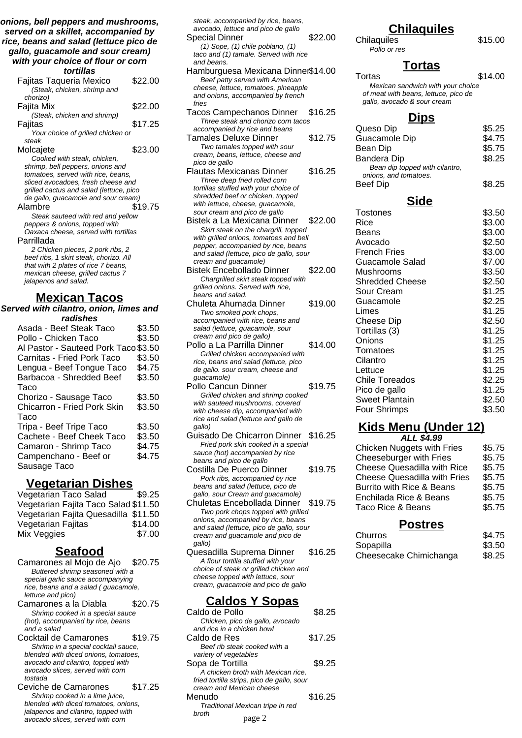**onions, bell peppers and mushrooms, served on a skillet, accompanied by rice, beans and salad (lettuce pico de gallo, guacamole and sour cream) with your choice of flour or corn tortillas**

Fajitas Taqueria Mexico $22.00
*(Steak, chicken, shrimp and chorizo)*

Fajita Mix $22.00
*(Steak, chicken and shrimp)*

Fajitas $17.25
*Your choice of grilled chicken or steak*

Molcajete $23.00
*Cooked with steak, chicken, shrimp, bell peppers, onions and tomatoes, served with rice, beans, sliced avocadoes, fresh cheese and grilled cactus and salad (lettuce, pico de gallo, guacamole and sour cream)*

Alambre $19.75
*Steak sauteed with red and yellow peppers & onions, topped with Oaxaca cheese, served with tortillas*

Parrillada
*2 Chicken pieces, 2 pork ribs, 2 beef ribs, 1 skirt steak, chorizo. All that with 2 plates of rice 7 beans, mexican cheese, grilled cactus 7 jalapenos and salad.*

## Mexican Tacos

**Served with cilantro, onion, limes and radishes**

| Item | Price |
|---|---|
| Asada - Beef Steak Taco | $3.50 |
| Pollo - Chicken Taco | $3.50 |
| Al Pastor - Sauteed Pork Taco | $3.50 |
| Carnitas - Fried Pork Taco | $3.50 |
| Lengua - Beef Tongue Taco | $4.75 |
| Barbacoa - Shredded Beef Taco | $3.50 |
| Chorizo - Sausage Taco | $3.50 |
| Chicarron - Fried Pork Skin Taco | $3.50 |
| Tripa - Beef Tripe Taco | $3.50 |
| Cachete - Beef Cheek Taco | $3.50 |
| Camaron - Shrimp Taco | $4.75 |
| Campenchano - Beef or Sausage Taco | $4.75 |

## Vegetarian Dishes

| Item | Price |
|---|---|
| Vegetarian Taco Salad | $9.25 |
| Vegetarian Fajita Taco Salad | $11.50 |
| Vegetarian Fajita Quesadilla | $11.50 |
| Vegetarian Fajitas | $14.00 |
| Mix Veggies | $7.00 |

## Seafood

Camarones al Mojo de Ajo $20.75
*Buttered shrimp seasoned with a special garlic sauce accompanying rice, beans and a salad ( guacamole, lettuce and pico)*

Camarones a la Diabla $20.75
*Shrimp cooked in a special sauce (hot), accompanied by rice, beans and a salad*

Cocktail de Camarones $19.75
*Shrimp in a special cocktail sauce, blended with diced onions, tomatoes, avocado and cilantro, topped with avocado slices, served with corn tostada*

Ceviche de Camarones $17.25
*Shrimp cooked in a lime juice, blended with diced tomatoes, onions, jalapenos and cilantro, topped with avocado slices, served with corn*

*steak, accompanied by rice, beans, avocado, lettuce and pico de gallo*

Special Dinner $22.00
*(1) Sope, (1) chile poblano, (1) taco and (1) tamale. Served with rice and beans.*

Hamburguesa Mexicana Dinner $14.00
*Beef patty served with American cheese, lettuce, tomatoes, pineapple and onions, accompanied by french fries*

Tacos Campechanos Dinner $16.25
*Three steak and chorizo corn tacos accompanied by rice and beans*

Tamales Deluxe Dinner $12.75
*Two tamales topped with sour cream, beans, lettuce, cheese and pico de gallo*

Flautas Mexicanas Dinner $16.25
*Three deep fried rolled corn tortillas stuffed with your choice of shredded beef or chicken, topped with lettuce, cheese, guacamole, sour cream and pico de gallo*

Bistek a La Mexicana Dinner $22.00
*Skirt steak on the chargrill, topped with grilled onions, tomatoes and bell pepper, accompanied by rice, beans and salad (lettuce, pico de gallo, sour cream and guacamole)*

Bistek Encebollado Dinner $22.00
*Chargrilled skirt steak topped with grilled onions. Served with rice, beans and salad.*

Chuleta Ahumada Dinner $19.00
*Two smoked pork chops, accompanied with rice, beans and salad (lettuce, guacamole, sour cream and pico de gallo)*

Pollo a La Parrilla Dinner $14.00
*Grilled chicken accompanied with rice, beans and salad (lettuce, pico de gallo. sour cream, cheese and guacamole)*

Pollo Cancun Dinner $19.75
*Grilled chicken and shrimp cooked with sauteed mushrooms, covered with cheese dip, accompanied with rice and salad (lettuce and gallo de gallo)*

Guisado De Chicarron Dinner $16.25
*Fried pork skin cooked in a special sauce (hot) accompanied by rice beans and pico de gallo*

Costilla De Puerco Dinner $19.75
*Pork ribs, accompanied by rice beans and salad (lettuce, pico de gallo, sour Cream and guacamole)*

Chuletas Encebollada Dinner $19.75
*Two pork chops topped with grilled onions, accompanied by rice, beans and salad (lettuce, pico de gallo, sour cream and guacamole and pico de gallo)*

Quesadilla Suprema Dinner $16.25
*A flour tortilla stuffed with your choice of steak or grilled chicken and cheese topped with lettuce, sour cream, guacamole and pico de gallo*

## Caldos Y Sopas

Caldo de Pollo $8.25
*Chicken, pico de gallo, avocado and rice in a chicken bowl*

Caldo de Res $17.25
*Beef rib steak cooked with a variety of vegetables*

Sopa de Tortilla $9.25
*A chicken broth with Mexican rice, fried tortilla strips, pico de gallo, sour cream and Mexican cheese*

Menudo $16.25
*Traditional Mexican tripe in red broth*

## Chilaquiles

Chilaquiles $15.00
*Pollo or res*

## Tortas

Tortas $14.00
*Mexican sandwich with your choice of meat with beans, lettuce, pico de gallo, avocado & sour cream*

## Dips

| Item | Price |
|---|---|
| Queso Dip | $5.25 |
| Guacamole Dip | $4.75 |
| Bean Dip | $5.75 |
| Bandera Dip *(Bean dip topped with cilantro, onions, and tomatoes.)* | $8.25 |
| Beef Dip | $8.25 |

## Side

| Item | Price |
|---|---|
| Tostones | $3.50 |
| Rice | $3.00 |
| Beans | $3.00 |
| Avocado | $2.50 |
| French Fries | $3.00 |
| Guacamole Salad | $7.00 |
| Mushrooms | $3.50 |
| Shredded Cheese | $2.50 |
| Sour Cream | $1.25 |
| Guacamole | $2.25 |
| Limes | $1.25 |
| Cheese Dip | $2.50 |
| Tortillas (3) | $1.25 |
| Onions | $1.25 |
| Tomatoes | $1.25 |
| Cilantro | $1.25 |
| Lettuce | $1.25 |
| Chile Toreados | $2.25 |
| Pico de gallo | $1.25 |
| Sweet Plantain | $2.50 |
| Four Shrimps | $3.50 |

## Kids Menu (Under 12)

***ALL $4.99***

| Item | Price |
|---|---|
| Chicken Nuggets with Fries | $5.75 |
| Cheeseburger with Fries | $5.75 |
| Cheese Quesadilla with Rice | $5.75 |
| Cheese Quesadilla with Fries | $5.75 |
| Burrito with Rice & Beans | $5.75 |
| Enchilada Rice & Beans | $5.75 |
| Taco Rice & Beans | $5.75 |

## Postres

| Item | Price |
|---|---|
| Churros | $4.75 |
| Sopapilla | $3.50 |
| Cheesecake Chimichanga | $8.25 |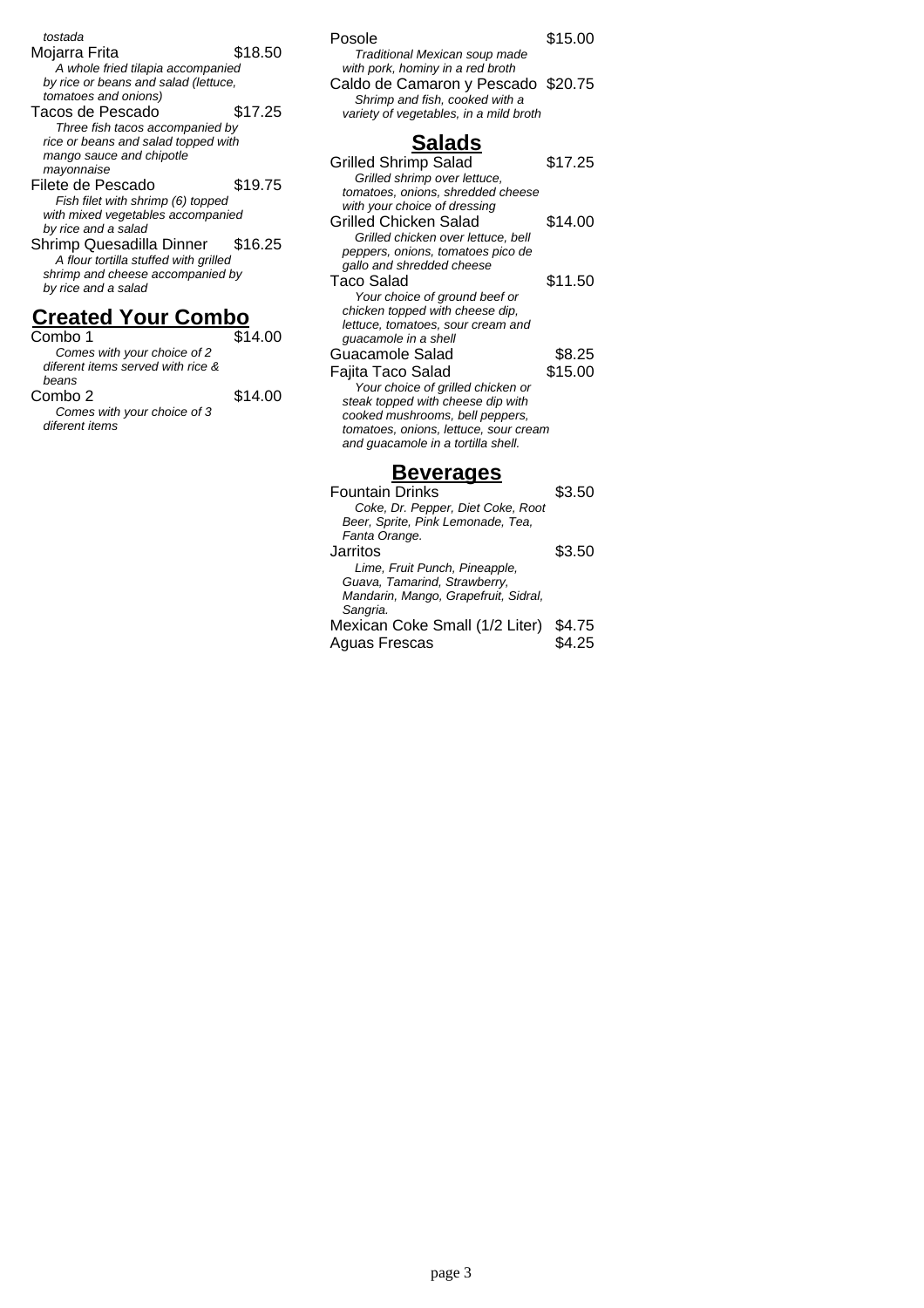tostada

Mojarra Frita $18.50

*A whole fried tilapia accompanied by rice or beans and salad (lettuce, tomatoes and onions)*

Tacos de Pescado $17.25

*Three fish tacos accompanied by rice or beans and salad topped with mango sauce and chipotle mayonnaise*

Filete de Pescado $19.75

*Fish filet with shrimp (6) topped with mixed vegetables accompanied by rice and a salad*

Shrimp Quesadilla Dinner $16.25

*A flour tortilla stuffed with grilled shrimp and cheese accompanied by by rice and a salad*

## Created Your Combo

Combo 1 $14.00

*Comes with your choice of 2 diferent items served with rice & beans*

Combo 2 $14.00

*Comes with your choice of 3 diferent items*

Posole $15.00

*Traditional Mexican soup made with pork, hominy in a red broth*

Caldo de Camaron y Pescado $20.75

*Shrimp and fish, cooked with a variety of vegetables, in a mild broth*

## Salads

Grilled Shrimp Salad $17.25

*Grilled shrimp over lettuce, tomatoes, onions, shredded cheese with your choice of dressing*

Grilled Chicken Salad $14.00

*Grilled chicken over lettuce, bell peppers, onions, tomatoes pico de gallo and shredded cheese*

Taco Salad $11.50

*Your choice of ground beef or chicken topped with cheese dip, lettuce, tomatoes, sour cream and guacamole in a shell*

Guacamole Salad $8.25

Fajita Taco Salad $15.00

*Your choice of grilled chicken or steak topped with cheese dip with cooked mushrooms, bell peppers, tomatoes, onions, lettuce, sour cream and guacamole in a tortilla shell.*

## Beverages

Fountain Drinks $3.50

*Coke, Dr. Pepper, Diet Coke, Root Beer, Sprite, Pink Lemonade, Tea, Fanta Orange.*

Jarritos $3.50

*Lime, Fruit Punch, Pineapple, Guava, Tamarind, Strawberry, Mandarin, Mango, Grapefruit, Sidral, Sangria.*

Mexican Coke Small (1/2 Liter) $4.75

Aguas Frescas $4.25